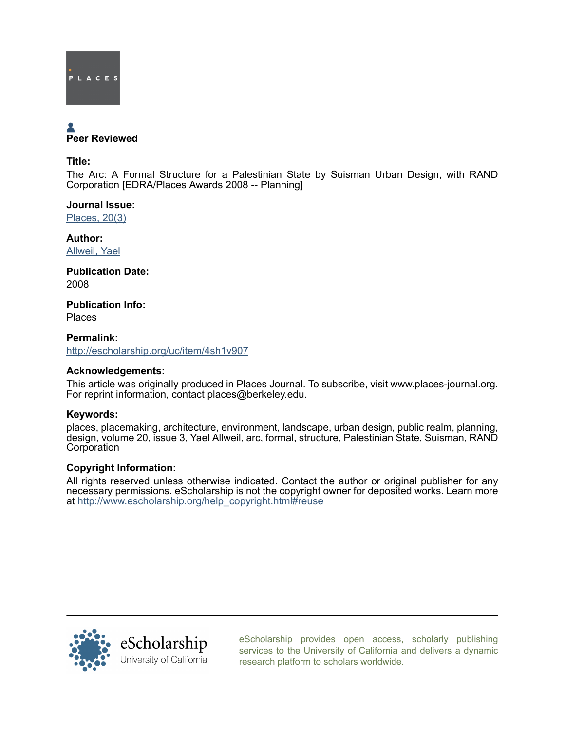PLACES

Peer Reviewed

**Title:**

The Arc: A Formal Structure for a Palestinian State by Suisman Urban Design, with RAND Corporation [EDRA/Places Awards 2008 -- Planning]

**Journal Issue:**

Places, 20(3)

**Author:**

Allweil, Yael

**Publication Date:**

2008

**Publication Info:**

Places

**Permalink:**

http://escholarship.org/uc/item/4sh1v907

**Acknowledgements:**

This article was originally produced in Places Journal. To subscribe, visit www.places-journal.org. For reprint information, contact places@berkeley.edu.

**Keywords:**

places, placemaking, architecture, environment, landscape, urban design, public realm, planning, design, volume 20, issue 3, Yael Allweil, arc, formal, structure, Palestinian State, Suisman, RAND Corporation

**Copyright Information:**

All rights reserved unless otherwise indicated. Contact the author or original publisher for any necessary permissions. eScholarship is not the copyright owner for deposited works. Learn more at http://www.escholarship.org/help_copyright.html#reuse

eScholarship
University of California

eScholarship provides open access, scholarly publishing services to the University of California and delivers a dynamic research platform to scholars worldwide.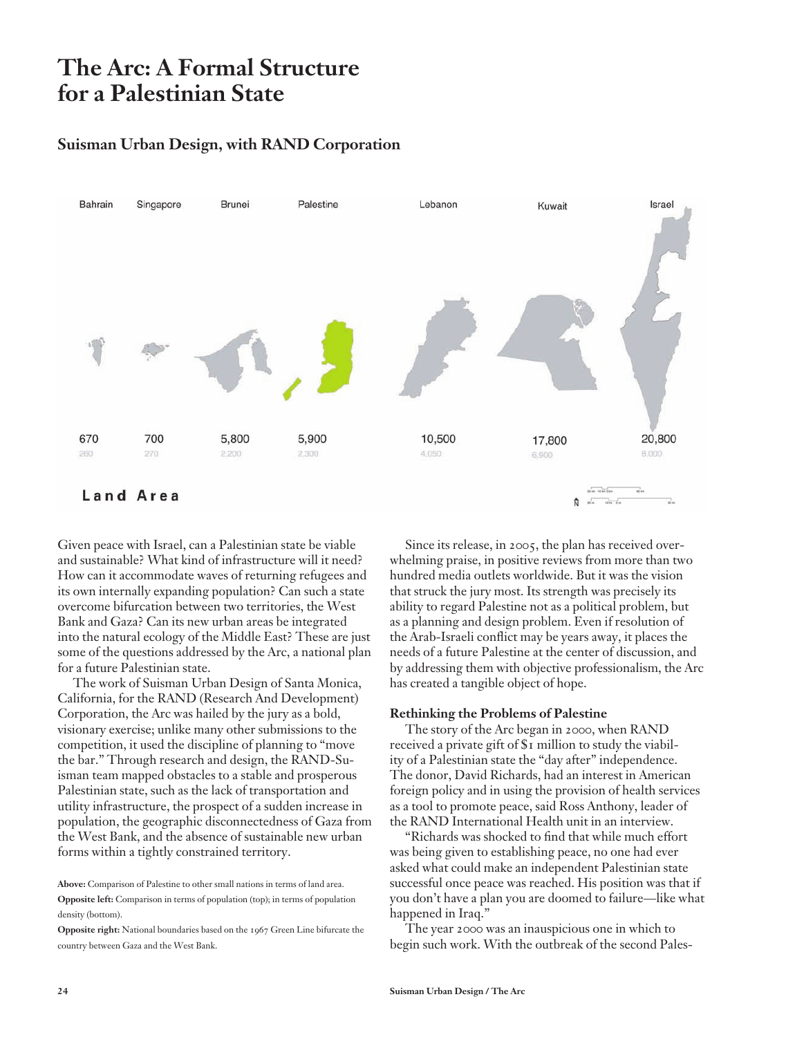# The Arc: A Formal Structure for a Palestinian State

## Suisman Urban Design, with RAND Corporation

Bahrain Singapore Brunei Palestine Lebanon Kuwait Israel

670 700 5,800 5,900 10,500 17,800 20,800

260 270 2,200 2,300 4,050 6,900 8,000

**Land Area**

Given peace with Israel, can a Palestinian state be viable and sustainable? What kind of infrastructure will it need? How can it accommodate waves of returning refugees and its own internally expanding population? Can such a state overcome bifurcation between two territories, the West Bank and Gaza? Can its new urban areas be integrated into the natural ecology of the Middle East? These are just some of the questions addressed by the Arc, a national plan for a future Palestinian state.

The work of Suisman Urban Design of Santa Monica, California, for the RAND (Research And Development) Corporation, the Arc was hailed by the jury as a bold, visionary exercise; unlike many other submissions to the competition, it used the discipline of planning to "move the bar." Through research and design, the RAND-Suisman team mapped obstacles to a stable and prosperous Palestinian state, such as the lack of transportation and utility infrastructure, the prospect of a sudden increase in population, the geographic disconnectedness of Gaza from the West Bank, and the absence of sustainable new urban forms within a tightly constrained territory.

**Above:** Comparison of Palestine to other small nations in terms of land area.
**Opposite left:** Comparison in terms of population (top); in terms of population density (bottom).
**Opposite right:** National boundaries based on the 1967 Green Line bifurcate the country between Gaza and the West Bank.

Since its release, in 2005, the plan has received overwhelming praise, in positive reviews from more than two hundred media outlets worldwide. But it was the vision that struck the jury most. Its strength was precisely its ability to regard Palestine not as a political problem, but as a planning and design problem. Even if resolution of the Arab-Israeli conflict may be years away, it places the needs of a future Palestine at the center of discussion, and by addressing them with objective professionalism, the Arc has created a tangible object of hope.

### Rethinking the Problems of Palestine

The story of the Arc began in 2000, when RAND received a private gift of $1 million to study the viability of a Palestinian state the "day after" independence. The donor, David Richards, had an interest in American foreign policy and in using the provision of health services as a tool to promote peace, said Ross Anthony, leader of the RAND International Health unit in an interview.

"Richards was shocked to find that while much effort was being given to establishing peace, no one had ever asked what could make an independent Palestinian state successful once peace was reached. His position was that if you don't have a plan you are doomed to failure—like what happened in Iraq."

The year 2000 was an inauspicious one in which to begin such work. With the outbreak of the second Pales-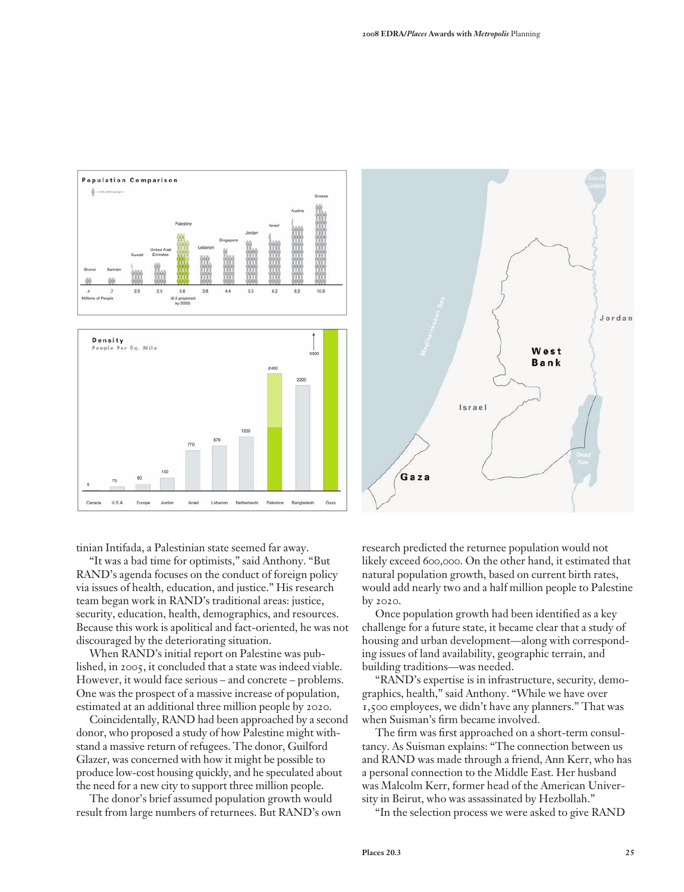tinian Intifada, a Palestinian state seemed far away.

"It was a bad time for optimists," said Anthony. "But RAND's agenda focuses on the conduct of foreign policy via issues of health, education, and justice." His research team began work in RAND's traditional areas: justice, security, education, health, demographics, and resources. Because this work is apolitical and fact-oriented, he was not discouraged by the deteriorating situation.

When RAND's initial report on Palestine was published, in 2005, it concluded that a state was indeed viable. However, it would face serious – and concrete – problems. One was the prospect of a massive increase of population, estimated at an additional three million people by 2020.

Coincidentally, RAND had been approached by a second donor, who proposed a study of how Palestine might withstand a massive return of refugees. The donor, Guilford Glazer, was concerned with how it might be possible to produce low-cost housing quickly, and he speculated about the need for a new city to support three million people.

The donor's brief assumed population growth would result from large numbers of returnees. But RAND's own research predicted the returnee population would not likely exceed 600,000. On the other hand, it estimated that natural population growth, based on current birth rates, would add nearly two and a half million people to Palestine by 2020.

Once population growth had been identified as a key challenge for a future state, it became clear that a study of housing and urban development—along with corresponding issues of land availability, geographic terrain, and building traditions—was needed.

"RAND's expertise is in infrastructure, security, demographics, health," said Anthony. "While we have over 1,500 employees, we didn't have any planners." That was when Suisman's firm became involved.

The firm was first approached on a short-term consultancy. As Suisman explains: "The connection between us and RAND was made through a friend, Ann Kerr, who has a personal connection to the Middle East. Her husband was Malcolm Kerr, former head of the American University in Beirut, who was assassinated by Hezbollah."

"In the selection process we were asked to give RAND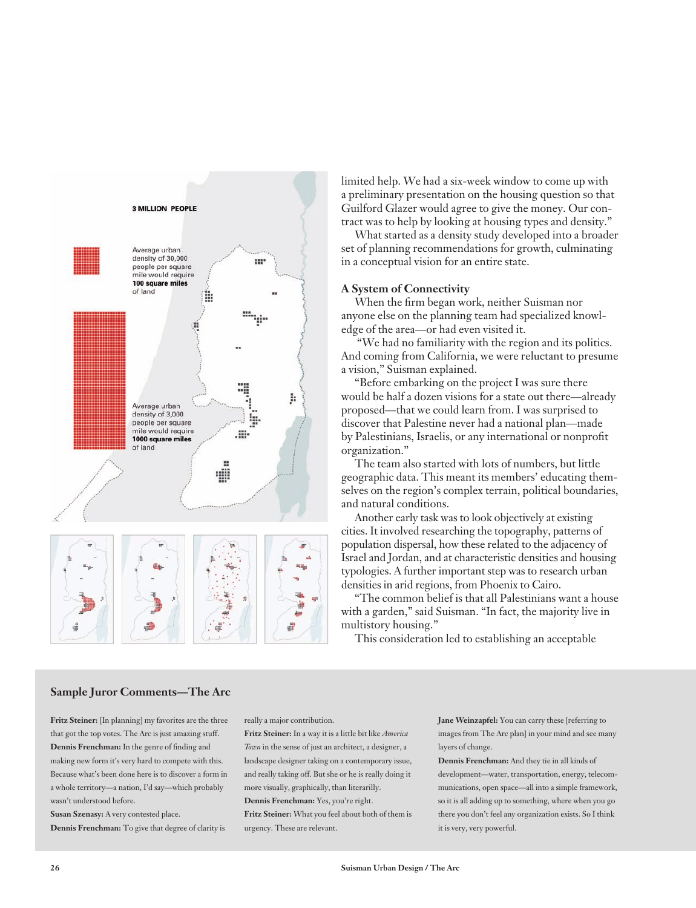3 MILLION PEOPLE

Average urban density of 30,000 people per square mile would require **100 square miles** of land

Average urban density of 3,000 people per square mile would require **1000 square miles** of land

limited help. We had a six-week window to come up with a preliminary presentation on the housing question so that Guilford Glazer would agree to give the money. Our contract was to help by looking at housing types and density."

What started as a density study developed into a broader set of planning recommendations for growth, culminating in a conceptual vision for an entire state.

### A System of Connectivity

When the firm began work, neither Suisman nor anyone else on the planning team had specialized knowledge of the area—or had even visited it.

"We had no familiarity with the region and its politics. And coming from California, we were reluctant to presume a vision," Suisman explained.

"Before embarking on the project I was sure there would be half a dozen visions for a state out there—already proposed—that we could learn from. I was surprised to discover that Palestine never had a national plan—made by Palestinians, Israelis, or any international or nonprofit organization."

The team also started with lots of numbers, but little geographic data. This meant its members' educating themselves on the region's complex terrain, political boundaries, and natural conditions.

Another early task was to look objectively at existing cities. It involved researching the topography, patterns of population dispersal, how these related to the adjacency of Israel and Jordan, and at characteristic densities and housing typologies. A further important step was to research urban densities in arid regions, from Phoenix to Cairo.

"The common belief is that all Palestinians want a house with a garden," said Suisman. "In fact, the majority live in multistory housing."

This consideration led to establishing an acceptable

### Sample Juror Comments—The Arc

**Fritz Steiner:** [In planning] my favorites are the three that got the top votes. The Arc is just amazing stuff.

**Dennis Frenchman:** In the genre of finding and making new form it's very hard to compete with this. Because what's been done here is to discover a form in a whole territory—a nation, I'd say—which probably wasn't understood before.

**Susan Szenasy:** A very contested place.

**Dennis Frenchman:** To give that degree of clarity is really a major contribution.

**Fritz Steiner:** In a way it is a little bit like *America Town* in the sense of just an architect, a designer, a landscape designer taking on a contemporary issue, and really taking off. But she or he is really doing it more visually, graphically, than literarilly.

**Dennis Frenchman:** Yes, you're right.

**Fritz Steiner:** What you feel about both of them is urgency. These are relevant.

**Jane Weinzapfel:** You can carry these [referring to images from The Arc plan] in your mind and see many layers of change.

**Dennis Frenchman:** And they tie in all kinds of development—water, transportation, energy, telecommunications, open space—all into a simple framework, so it is all adding up to something, where when you go there you don't feel any organization exists. So I think it is very, very powerful.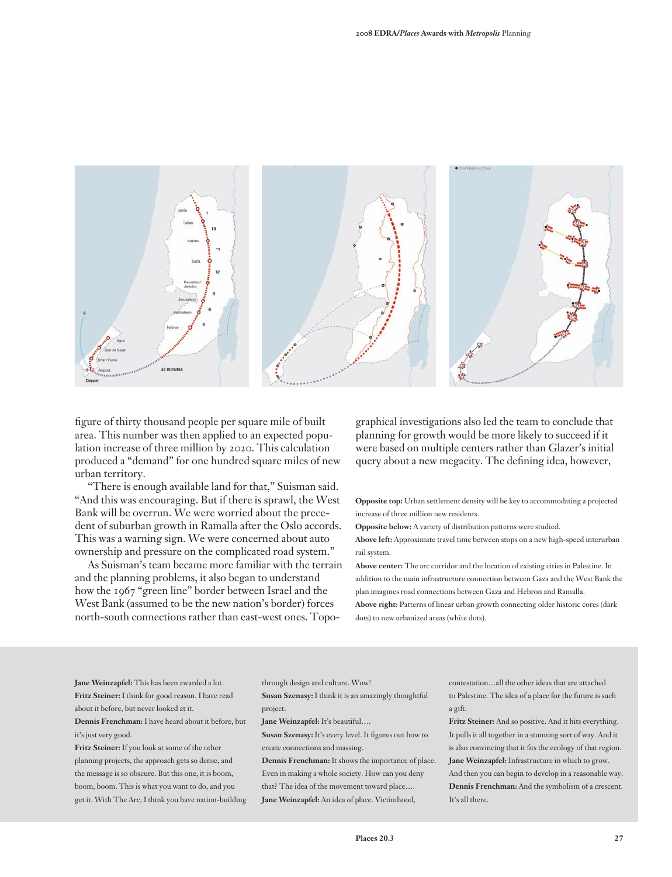figure of thirty thousand people per square mile of built area. This number was then applied to an expected population increase of three million by 2020. This calculation produced a "demand" for one hundred square miles of new urban territory.

"There is enough available land for that," Suisman said. "And this was encouraging. But if there is sprawl, the West Bank will be overrun. We were worried about the precedent of suburban growth in Ramalla after the Oslo accords. This was a warning sign. We were concerned about auto ownership and pressure on the complicated road system."

As Suisman's team became more familiar with the terrain and the planning problems, it also began to understand how the 1967 "green line" border between Israel and the West Bank (assumed to be the new nation's border) forces north-south connections rather than east-west ones. Topographical investigations also led the team to conclude that planning for growth would be more likely to succeed if it were based on multiple centers rather than Glazer's initial query about a new megacity. The defining idea, however,

**Opposite top:** Urban settlement density will be key to accommodating a projected increase of three million new residents.

**Opposite below:** A variety of distribution patterns were studied.

**Above left:** Approximate travel time between stops on a new high-speed interurban rail system.

**Above center:** The arc corridor and the location of existing cities in Palestine. In addition to the main infrastructure connection between Gaza and the West Bank the plan imagines road connections between Gaza and Hebron and Ramalla.

**Above right:** Patterns of linear urban growth connecting older historic cores (dark dots) to new urbanized areas (white dots).

**Jane Weinzapfel:** This has been awarded a lot.

**Fritz Steiner:** I think for good reason. I have read about it before, but never looked at it.

**Dennis Frenchman:** I have heard about it before, but it's just very good.

**Fritz Steiner:** If you look at some of the other planning projects, the approach gets so dense, and the message is so obscure. But this one, it is boom, boom, boom. This is what you want to do, and you get it. With The Arc, I think you have nation-building through design and culture. Wow!

**Susan Szenasy:** I think it is an amazingly thoughtful project.

**Jane Weinzapfel:** It's beautiful….

**Susan Szenasy:** It's every level. It figures out how to create connections and massing.

**Dennis Frenchman:** It shows the importance of place. Even in making a whole society. How can you deny that? The idea of the movement toward place….

**Jane Weinzapfel:** An idea of place. Victimhood, contestation…all the other ideas that are attached to Palestine. The idea of a place for the future is such a gift.

**Fritz Steiner:** And so positive. And it hits everything. It pulls it all together in a stunning sort of way. And it is also convincing that it fits the ecology of that region.

**Jane Weinzapfel:** Infrastructure in which to grow. And then you can begin to develop in a reasonable way.

**Dennis Frenchman:** And the symbolism of a crescent. It's all there.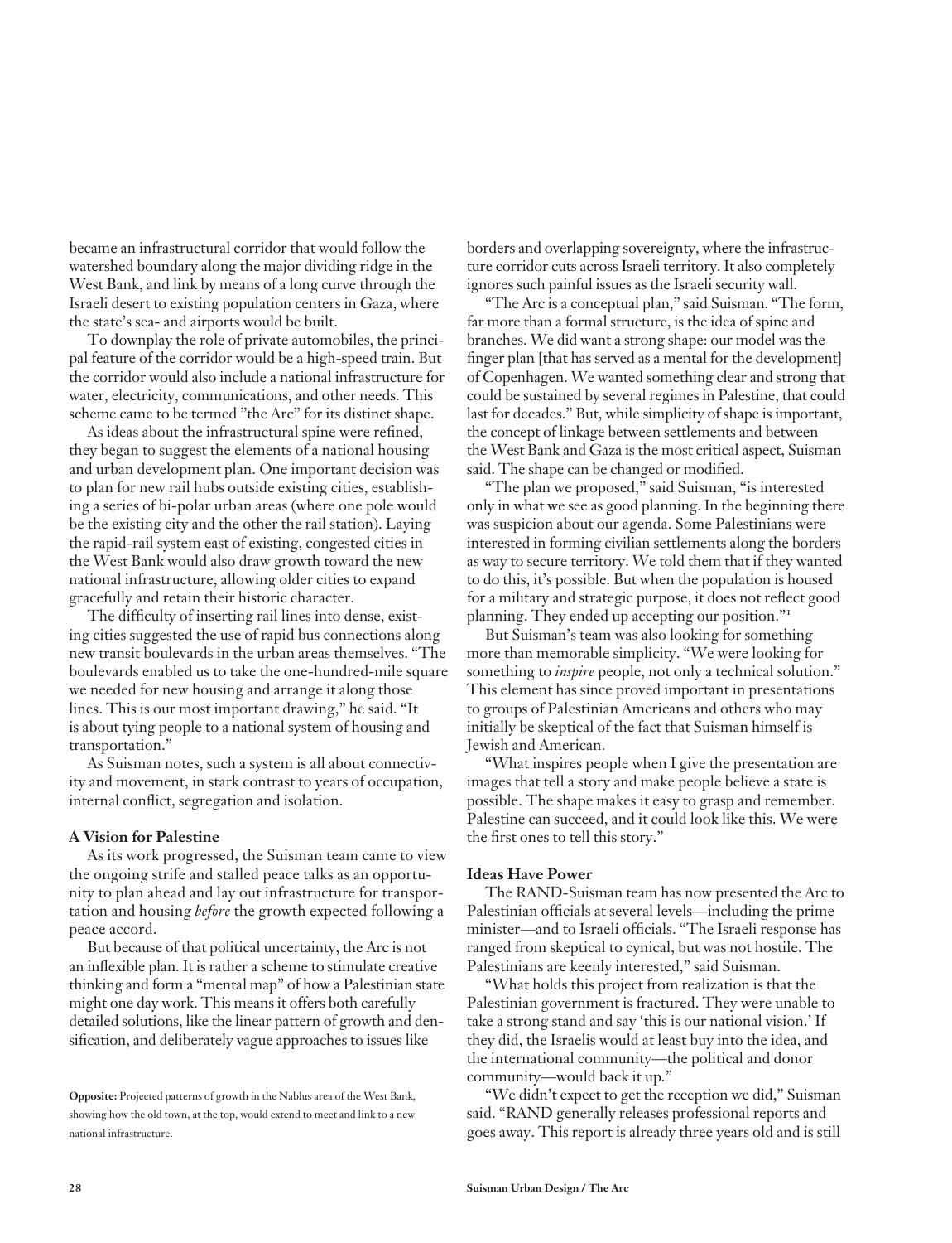became an infrastructural corridor that would follow the watershed boundary along the major dividing ridge in the West Bank, and link by means of a long curve through the Israeli desert to existing population centers in Gaza, where the state's sea- and airports would be built.

To downplay the role of private automobiles, the principal feature of the corridor would be a high-speed train. But the corridor would also include a national infrastructure for water, electricity, communications, and other needs. This scheme came to be termed "the Arc" for its distinct shape.

As ideas about the infrastructural spine were refined, they began to suggest the elements of a national housing and urban development plan. One important decision was to plan for new rail hubs outside existing cities, establishing a series of bi-polar urban areas (where one pole would be the existing city and the other the rail station). Laying the rapid-rail system east of existing, congested cities in the West Bank would also draw growth toward the new national infrastructure, allowing older cities to expand gracefully and retain their historic character.

The difficulty of inserting rail lines into dense, existing cities suggested the use of rapid bus connections along new transit boulevards in the urban areas themselves. "The boulevards enabled us to take the one-hundred-mile square we needed for new housing and arrange it along those lines. This is our most important drawing," he said. "It is about tying people to a national system of housing and transportation."

As Suisman notes, such a system is all about connectivity and movement, in stark contrast to years of occupation, internal conflict, segregation and isolation.

**A Vision for Palestine**

As its work progressed, the Suisman team came to view the ongoing strife and stalled peace talks as an opportunity to plan ahead and lay out infrastructure for transportation and housing *before* the growth expected following a peace accord.

But because of that political uncertainty, the Arc is not an inflexible plan. It is rather a scheme to stimulate creative thinking and form a "mental map" of how a Palestinian state might one day work. This means it offers both carefully detailed solutions, like the linear pattern of growth and densification, and deliberately vague approaches to issues like borders and overlapping sovereignty, where the infrastructure corridor cuts across Israeli territory. It also completely ignores such painful issues as the Israeli security wall.

"The Arc is a conceptual plan," said Suisman. "The form, far more than a formal structure, is the idea of spine and branches. We did want a strong shape: our model was the finger plan [that has served as a mental for the development] of Copenhagen. We wanted something clear and strong that could be sustained by several regimes in Palestine, that could last for decades." But, while simplicity of shape is important, the concept of linkage between settlements and between the West Bank and Gaza is the most critical aspect, Suisman said. The shape can be changed or modified.

"The plan we proposed," said Suisman, "is interested only in what we see as good planning. In the beginning there was suspicion about our agenda. Some Palestinians were interested in forming civilian settlements along the borders as way to secure territory. We told them that if they wanted to do this, it's possible. But when the population is housed for a military and strategic purpose, it does not reflect good planning. They ended up accepting our position."[1]

But Suisman's team was also looking for something more than memorable simplicity. "We were looking for something to *inspire* people, not only a technical solution." This element has since proved important in presentations to groups of Palestinian Americans and others who may initially be skeptical of the fact that Suisman himself is Jewish and American.

"What inspires people when I give the presentation are images that tell a story and make people believe a state is possible. The shape makes it easy to grasp and remember. Palestine can succeed, and it could look like this. We were the first ones to tell this story."

**Ideas Have Power**

The RAND-Suisman team has now presented the Arc to Palestinian officials at several levels—including the prime minister—and to Israeli officials. "The Israeli response has ranged from skeptical to cynical, but was not hostile. The Palestinians are keenly interested," said Suisman.

"What holds this project from realization is that the Palestinian government is fractured. They were unable to take a strong stand and say 'this is our national vision.' If they did, the Israelis would at least buy into the idea, and the international community—the political and donor community—would back it up."

"We didn't expect to get the reception we did," Suisman said. "RAND generally releases professional reports and goes away. This report is already three years old and is still

**Opposite:** Projected patterns of growth in the Nablus area of the West Bank, showing how the old town, at the top, would extend to meet and link to a new national infrastructure.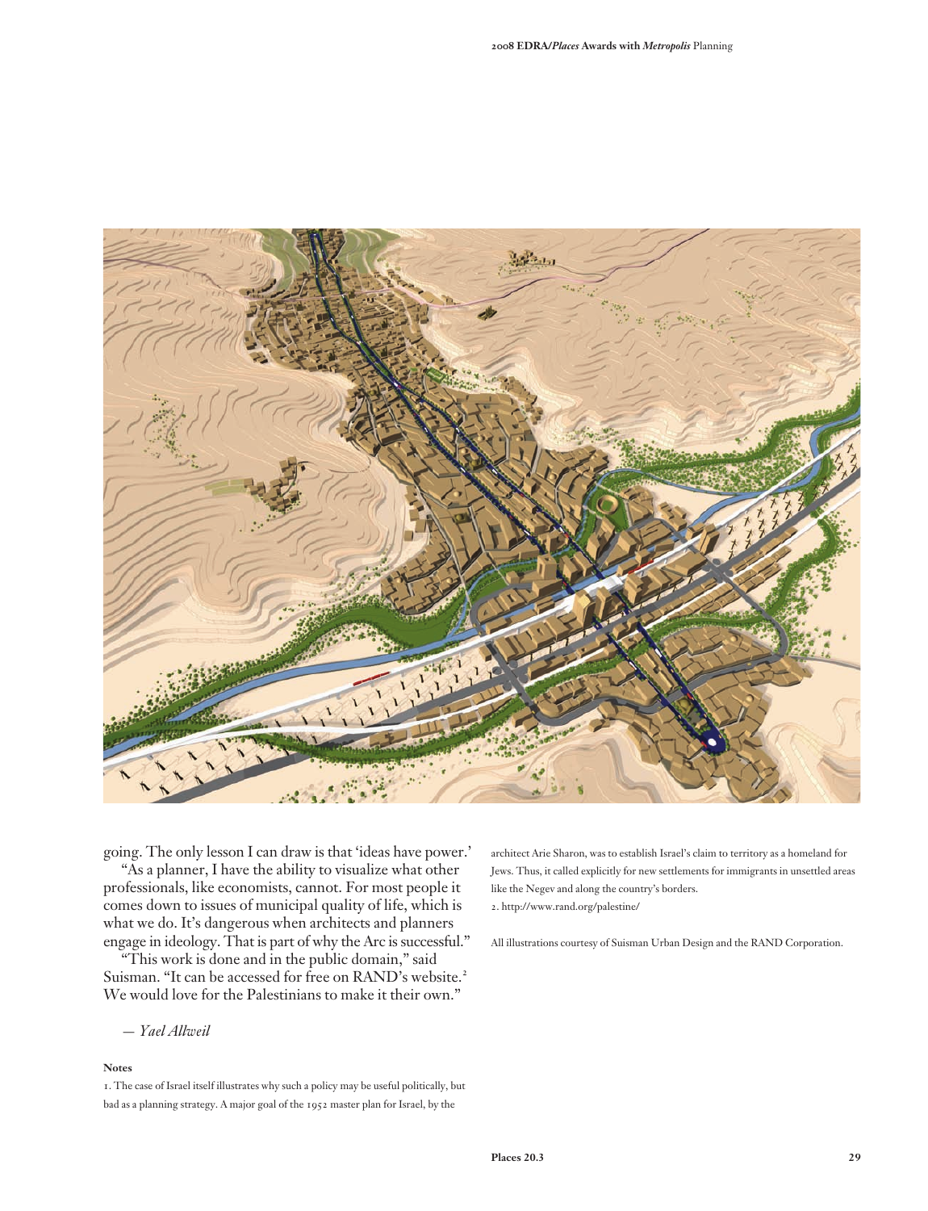going. The only lesson I can draw is that 'ideas have power.'

"As a planner, I have the ability to visualize what other professionals, like economists, cannot. For most people it comes down to issues of municipal quality of life, which is what we do. It's dangerous when architects and planners engage in ideology. That is part of why the Arc is successful."

"This work is done and in the public domain," said Suisman. "It can be accessed for free on RAND's website.[2] We would love for the Palestinians to make it their own."

— *Yael Allweil*

**Notes**

1. The case of Israel itself illustrates why such a policy may be useful politically, but bad as a planning strategy. A major goal of the 1952 master plan for Israel, by the architect Arie Sharon, was to establish Israel's claim to territory as a homeland for Jews. Thus, it called explicitly for new settlements for immigrants in unsettled areas like the Negev and along the country's borders.

2. http://www.rand.org/palestine/

All illustrations courtesy of Suisman Urban Design and the RAND Corporation.